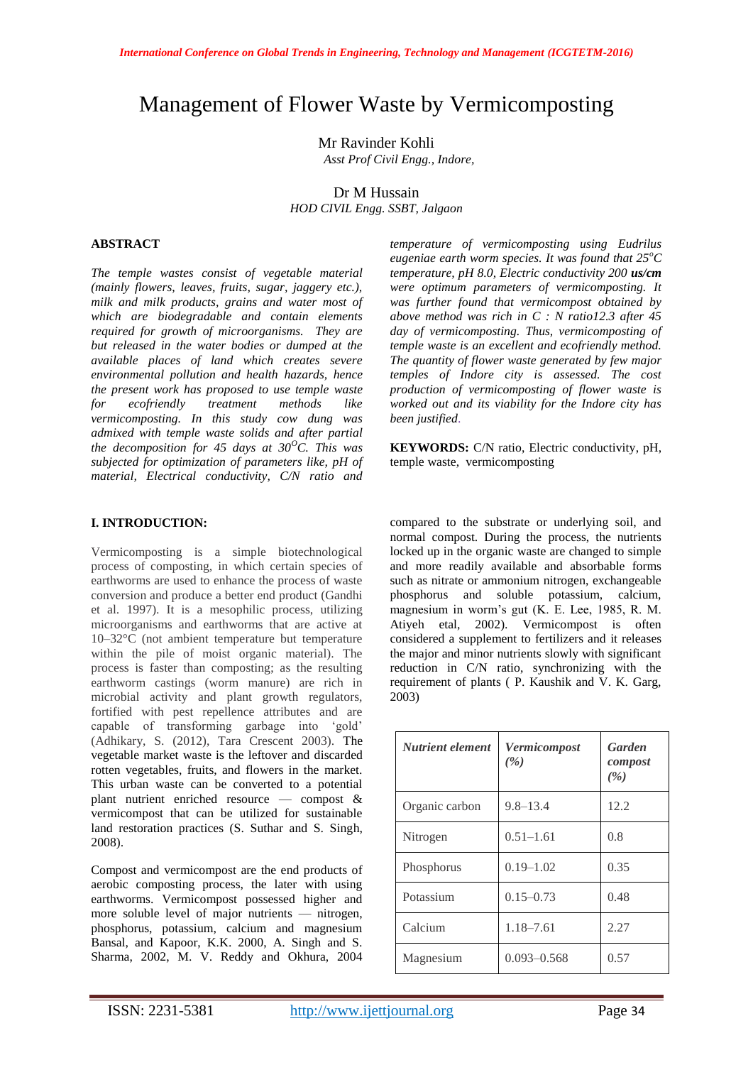# Management of Flower Waste by Vermicomposting

Mr Ravinder Kohli
*Asst Prof Civil Engg., Indore,*

Dr M Hussain
*HOD CIVIL Engg. SSBT, Jalgaon*

**ABSTRACT**

*The temple wastes consist of vegetable material (mainly flowers, leaves, fruits, sugar, jaggery etc.), milk and milk products, grains and water most of which are biodegradable and contain elements required for growth of microorganisms. They are but released in the water bodies or dumped at the available places of land which creates severe environmental pollution and health hazards, hence the present work has proposed to use temple waste for ecofriendly treatment methods like vermicomposting. In this study cow dung was admixed with temple waste solids and after partial the decomposition for 45 days at 30$^{O}$C. This was subjected for optimization of parameters like, pH of material, Electrical conductivity, C/N ratio and temperature of vermicomposting using Eudrilus eugeniae earth worm species. It was found that 25$^{o}$C temperature, pH 8.0, Electric conductivity 200* ***us/cm*** *were optimum parameters of vermicomposting. It was further found that vermicompost obtained by above method was rich in C : N ratio12.3 after 45 day of vermicomposting. Thus, vermicomposting of temple waste is an excellent and ecofriendly method. The quantity of flower waste generated by few major temples of Indore city is assessed. The cost production of vermicomposting of flower waste is worked out and its viability for the Indore city has been justified.*

**KEYWORDS:** C/N ratio, Electric conductivity, pH, temple waste, vermicomposting

## I. INTRODUCTION:

Vermicomposting is a simple biotechnological process of composting, in which certain species of earthworms are used to enhance the process of waste conversion and produce a better end product (Gandhi et al. 1997). It is a mesophilic process, utilizing microorganisms and earthworms that are active at 10–32°C (not ambient temperature but temperature within the pile of moist organic material). The process is faster than composting; as the resulting earthworm castings (worm manure) are rich in microbial activity and plant growth regulators, fortified with pest repellence attributes and are capable of transforming garbage into 'gold' (Adhikary, S. (2012), Tara Crescent 2003). The vegetable market waste is the leftover and discarded rotten vegetables, fruits, and flowers in the market. This urban waste can be converted to a potential plant nutrient enriched resource — compost & vermicompost that can be utilized for sustainable land restoration practices (S. Suthar and S. Singh, 2008).

Compost and vermicompost are the end products of aerobic composting process, the later with using earthworms. Vermicompost possessed higher and more soluble level of major nutrients — nitrogen, phosphorus, potassium, calcium and magnesium Bansal, and Kapoor, K.K. 2000, A. Singh and S. Sharma, 2002, M. V. Reddy and Okhura, 2004 compared to the substrate or underlying soil, and normal compost. During the process, the nutrients locked up in the organic waste are changed to simple and more readily available and absorbable forms such as nitrate or ammonium nitrogen, exchangeable phosphorus and soluble potassium, calcium, magnesium in worm's gut (K. E. Lee, 1985, R. M. Atiyeh etal, 2002). Vermicompost is often considered a supplement to fertilizers and it releases the major and minor nutrients slowly with significant reduction in C/N ratio, synchronizing with the requirement of plants ( P. Kaushik and V. K. Garg, 2003)

| *Nutrient element* | *Vermicompost (%)* | *Garden compost (%)* |
|---|---|---|
| Organic carbon | 9.8–13.4 | 12.2 |
| Nitrogen | 0.51–1.61 | 0.8 |
| Phosphorus | 0.19–1.02 | 0.35 |
| Potassium | 0.15–0.73 | 0.48 |
| Calcium | 1.18–7.61 | 2.27 |
| Magnesium | 0.093–0.568 | 0.57 |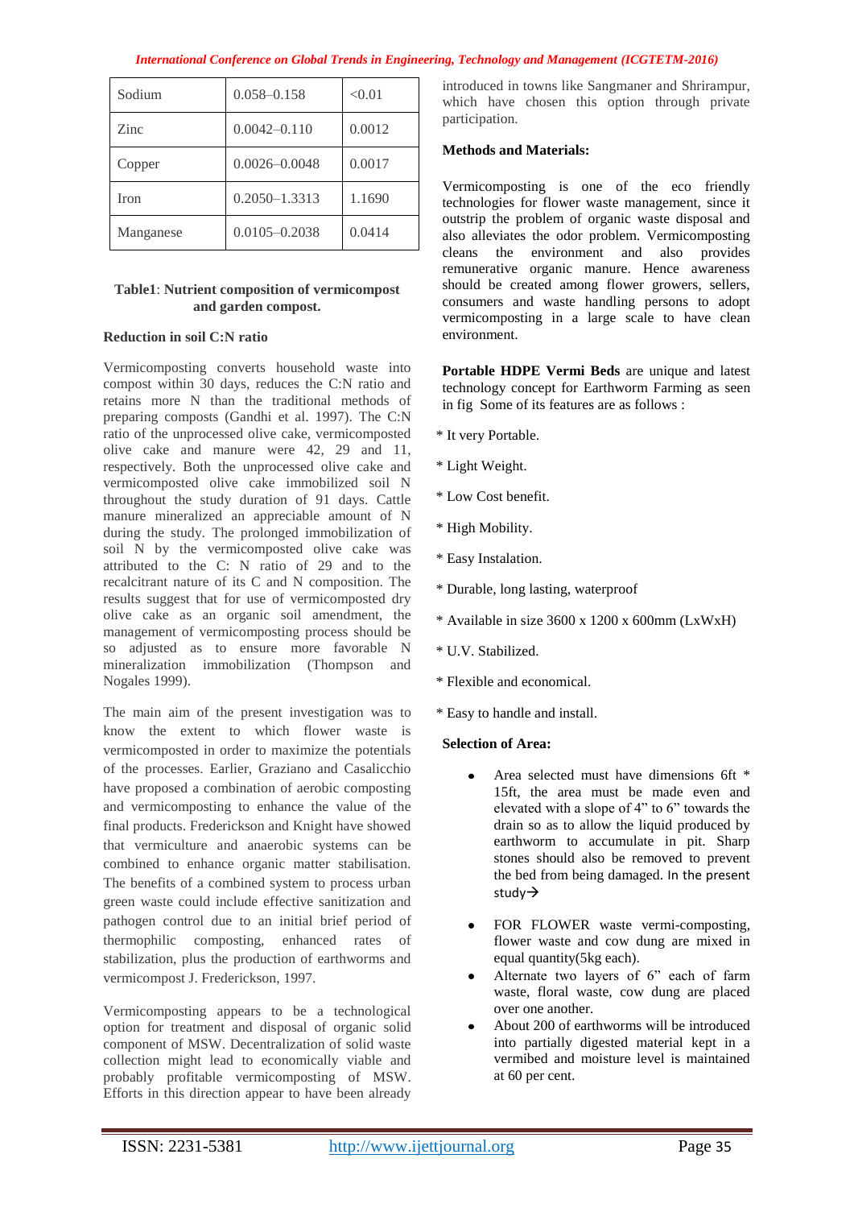| Sodium | 0.058–0.158 | <0.01 |
|---|---|---|
| Zinc | 0.0042–0.110 | 0.0012 |
| Copper | 0.0026–0.0048 | 0.0017 |
| Iron | 0.2050–1.3313 | 1.1690 |
| Manganese | 0.0105–0.2038 | 0.0414 |

**Table1**: **Nutrient composition of vermicompost and garden compost.**

**Reduction in soil C:N ratio**

Vermicomposting converts household waste into compost within 30 days, reduces the C:N ratio and retains more N than the traditional methods of preparing composts (Gandhi et al. 1997). The C:N ratio of the unprocessed olive cake, vermicomposted olive cake and manure were 42, 29 and 11, respectively. Both the unprocessed olive cake and vermicomposted olive cake immobilized soil N throughout the study duration of 91 days. Cattle manure mineralized an appreciable amount of N during the study. The prolonged immobilization of soil N by the vermicomposted olive cake was attributed to the C: N ratio of 29 and to the recalcitrant nature of its C and N composition. The results suggest that for use of vermicomposted dry olive cake as an organic soil amendment, the management of vermicomposting process should be so adjusted as to ensure more favorable N mineralization immobilization (Thompson and Nogales 1999).

The main aim of the present investigation was to know the extent to which flower waste is vermicomposted in order to maximize the potentials of the processes. Earlier, Graziano and Casalicchio have proposed a combination of aerobic composting and vermicomposting to enhance the value of the final products. Frederickson and Knight have showed that vermiculture and anaerobic systems can be combined to enhance organic matter stabilisation. The benefits of a combined system to process urban green waste could include effective sanitization and pathogen control due to an initial brief period of thermophilic composting, enhanced rates of stabilization, plus the production of earthworms and vermicompost J. Frederickson, 1997.

Vermicomposting appears to be a technological option for treatment and disposal of organic solid component of MSW. Decentralization of solid waste collection might lead to economically viable and probably profitable vermicomposting of MSW. Efforts in this direction appear to have been already introduced in towns like Sangmaner and Shrirampur, which have chosen this option through private participation.

**Methods and Materials:**

Vermicomposting is one of the eco friendly technologies for flower waste management, since it outstrip the problem of organic waste disposal and also alleviates the odor problem. Vermicomposting cleans the environment and also provides remunerative organic manure. Hence awareness should be created among flower growers, sellers, consumers and waste handling persons to adopt vermicomposting in a large scale to have clean environment.

**Portable HDPE Vermi Beds** are unique and latest technology concept for Earthworm Farming as seen in fig Some of its features are as follows :

* It very Portable.

* Light Weight.

* Low Cost benefit.

* High Mobility.

* Easy Instalation.

* Durable, long lasting, waterproof

* Available in size 3600 x 1200 x 600mm (LxWxH)

* U.V. Stabilized.

* Flexible and economical.

* Easy to handle and install.

**Selection of Area:**

- Area selected must have dimensions 6ft * 15ft, the area must be made even and elevated with a slope of 4" to 6" towards the drain so as to allow the liquid produced by earthworm to accumulate in pit. Sharp stones should also be removed to prevent the bed from being damaged. In the present study→
- FOR FLOWER waste vermi-composting, flower waste and cow dung are mixed in equal quantity(5kg each).
- Alternate two layers of 6" each of farm waste, floral waste, cow dung are placed over one another.
- About 200 of earthworms will be introduced into partially digested material kept in a vermibed and moisture level is maintained at 60 per cent.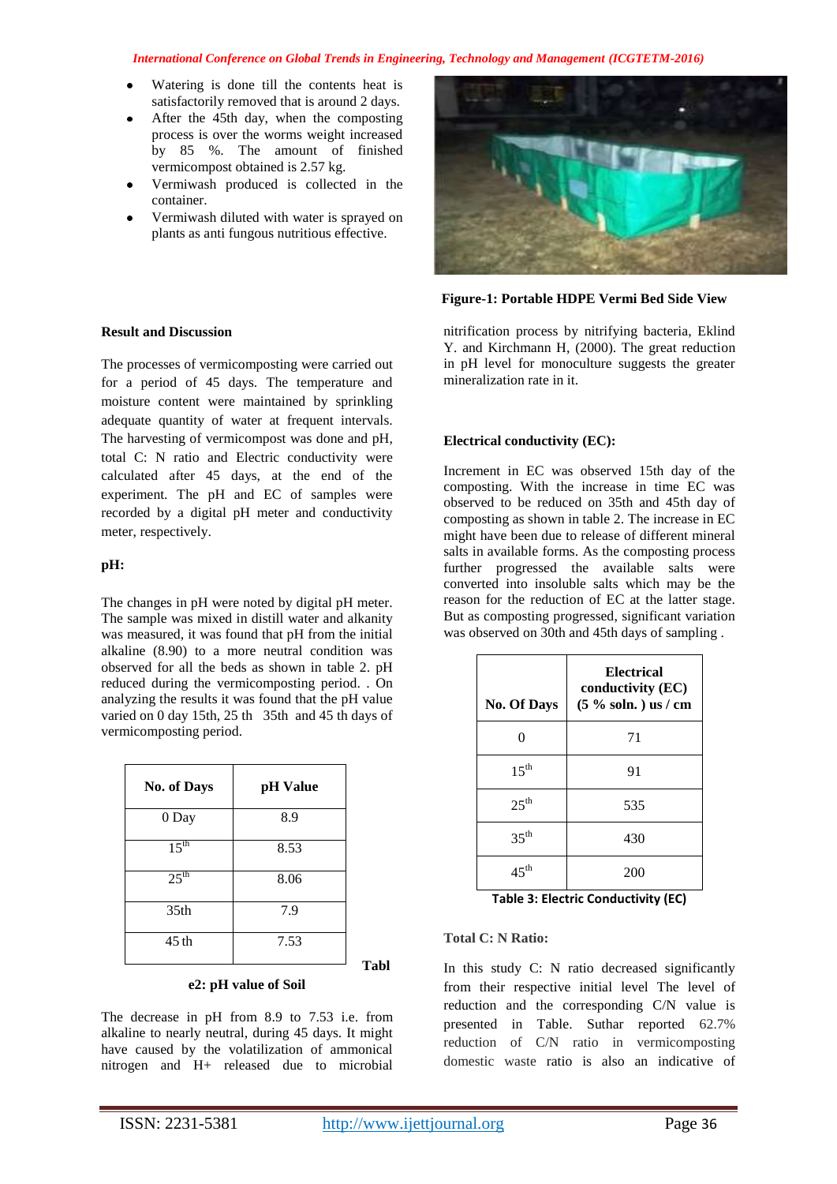- Watering is done till the contents heat is satisfactorily removed that is around 2 days.
- After the 45th day, when the composting process is over the worms weight increased by 85 %. The amount of finished vermicompost obtained is 2.57 kg.
- Vermiwash produced is collected in the container.
- Vermiwash diluted with water is sprayed on plants as anti fungous nutritious effective.

**Figure-1: Portable HDPE Vermi Bed Side View**

**Result and Discussion**

The processes of vermicomposting were carried out for a period of 45 days. The temperature and moisture content were maintained by sprinkling adequate quantity of water at frequent intervals. The harvesting of vermicompost was done and pH, total C: N ratio and Electric conductivity were calculated after 45 days, at the end of the experiment. The pH and EC of samples were recorded by a digital pH meter and conductivity meter, respectively.

**pH:**

The changes in pH were noted by digital pH meter. The sample was mixed in distill water and alkanity was measured, it was found that pH from the initial alkaline (8.90) to a more neutral condition was observed for all the beds as shown in table 2. pH reduced during the vermicomposting period. . On analyzing the results it was found that the pH value varied on 0 day 15th, 25 th 35th and 45 th days of vermicomposting period.

| No. of Days | pH Value |
|---|---|
| 0 Day | 8.9 |
| 15th | 8.53 |
| 25th | 8.06 |
| 35th | 7.9 |
| 45 th | 7.53 |

**Table2: pH value of Soil**

The decrease in pH from 8.9 to 7.53 i.e. from alkaline to nearly neutral, during 45 days. It might have caused by the volatilization of ammonical nitrogen and H+ released due to microbial nitrification process by nitrifying bacteria, Eklind Y. and Kirchmann H, (2000). The great reduction in pH level for monoculture suggests the greater mineralization rate in it.

**Electrical conductivity (EC):**

Increment in EC was observed 15th day of the composting. With the increase in time EC was observed to be reduced on 35th and 45th day of composting as shown in table 2. The increase in EC might have been due to release of different mineral salts in available forms. As the composting process further progressed the available salts were converted into insoluble salts which may be the reason for the reduction of EC at the latter stage. But as composting progressed, significant variation was observed on 30th and 45th days of sampling .

| No. Of Days | Electrical conductivity (EC) (5 % soln. ) us / cm |
|---|---|
| 0 | 71 |
| 15th | 91 |
| 25th | 535 |
| 35th | 430 |
| 45th | 200 |

**Table 3: Electric Conductivity (EC)**

**Total C: N Ratio:**

In this study C: N ratio decreased significantly from their respective initial level The level of reduction and the corresponding C/N value is presented in Table. Suthar reported 62.7% reduction of C/N ratio in vermicomposting domestic waste ratio is also an indicative of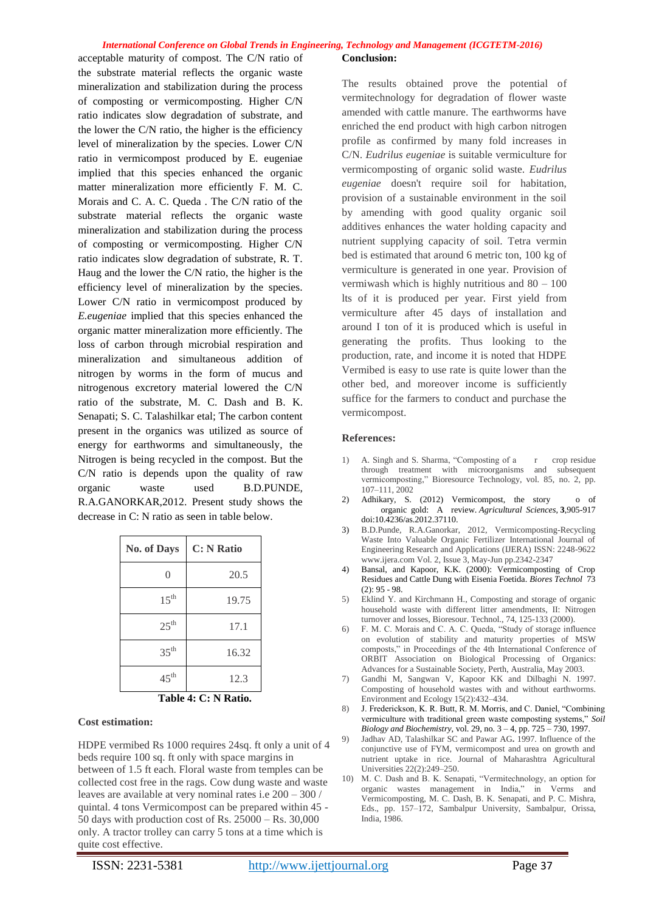acceptable maturity of compost. The C/N ratio of the substrate material reflects the organic waste mineralization and stabilization during the process of composting or vermicomposting. Higher C/N ratio indicates slow degradation of substrate, and the lower the C/N ratio, the higher is the efficiency level of mineralization by the species. Lower C/N ratio in vermicompost produced by E. eugeniae implied that this species enhanced the organic matter mineralization more efficiently F. M. C. Morais and C. A. C. Queda . The C/N ratio of the substrate material reflects the organic waste mineralization and stabilization during the process of composting or vermicomposting. Higher C/N ratio indicates slow degradation of substrate, R. T. Haug and the lower the C/N ratio, the higher is the efficiency level of mineralization by the species. Lower C/N ratio in vermicompost produced by *E.eugeniae* implied that this species enhanced the organic matter mineralization more efficiently. The loss of carbon through microbial respiration and mineralization and simultaneous addition of nitrogen by worms in the form of mucus and nitrogenous excretory material lowered the C/N ratio of the substrate, M. C. Dash and B. K. Senapati; S. C. Talashilkar etal; The carbon content present in the organics was utilized as source of energy for earthworms and simultaneously, the Nitrogen is being recycled in the compost. But the C/N ratio is depends upon the quality of raw organic waste used B.D.PUNDE, R.A.GANORKAR,2012. Present study shows the decrease in C: N ratio as seen in table below.

| No. of Days | C: N Ratio |
|---|---|
| 0 | 20.5 |
| 15th | 19.75 |
| 25th | 17.1 |
| 35th | 16.32 |
| 45th | 12.3 |

**Table 4: C: N Ratio.**

**Cost estimation:**

HDPE vermibed Rs 1000 requires 24sq. ft only a unit of 4 beds require 100 sq. ft only with space margins in between of 1.5 ft each. Floral waste from temples can be collected cost free in the rags. Cow dung waste and waste leaves are available at very nominal rates i.e 200 – 300 / quintal. 4 tons Vermicompost can be prepared within 45 - 50 days with production cost of Rs. 25000 – Rs. 30,000 only. A tractor trolley can carry 5 tons at a time which is quite cost effective.

**Conclusion:**

The results obtained prove the potential of vermitechnology for degradation of flower waste amended with cattle manure. The earthworms have enriched the end product with high carbon nitrogen profile as confirmed by many fold increases in C/N. *Eudrilus eugeniae* is suitable vermiculture for vermicomposting of organic solid waste. *Eudrilus eugeniae* doesn't require soil for habitation, provision of a sustainable environment in the soil by amending with good quality organic soil additives enhances the water holding capacity and nutrient supplying capacity of soil. Tetra vermin bed is estimated that around 6 metric ton, 100 kg of vermiculture is generated in one year. Provision of vermiwash which is highly nutritious and 80 – 100 lts of it is produced per year. First yield from vermiculture after 45 days of installation and around I ton of it is produced which is useful in generating the profits. Thus looking to the production, rate, and income it is noted that HDPE Vermibed is easy to use rate is quite lower than the other bed, and moreover income is sufficiently suffice for the farmers to conduct and purchase the vermicompost.

**References:**

1) A. Singh and S. Sharma, "Composting of a r crop residue through treatment with microorganisms and subsequent vermicomposting," Bioresource Technology, vol. 85, no. 2, pp. 107–111, 2002
2) Adhikary, S. (2012) Vermicompost, the story o of organic gold: A review. *Agricultural Sciences*, **3**,905-917 doi:10.4236/as.2012.37110.
3) B.D.Punde, R.A.Ganorkar, 2012, Vermicomposting-Recycling Waste Into Valuable Organic Fertilizer International Journal of Engineering Research and Applications (IJERA) ISSN: 2248-9622 www.ijera.com Vol. 2, Issue 3, May-Jun pp.2342-2347
4) Bansal, and Kapoor, K.K. (2000): Vermicomposting of Crop Residues and Cattle Dung with Eisenia Foetida. *Biores Technol* 73 (2): 95 - 98.
5) Eklind Y. and Kirchmann H., Composting and storage of organic household waste with different litter amendments, II: Nitrogen turnover and losses, Bioresour. Technol., 74, 125-133 (2000).
6) F. M. C. Morais and C. A. C. Queda, "Study of storage influence on evolution of stability and maturity properties of MSW composts," in Proceedings of the 4th International Conference of ORBIT Association on Biological Processing of Organics: Advances for a Sustainable Society, Perth, Australia, May 2003.
7) Gandhi M, Sangwan V, Kapoor KK and Dilbaghi N. 1997. Composting of household wastes with and without earthworms. Environment and Ecology 15(2):432–434.
8) J. Frederickson, K. R. Butt, R. M. Morris, and C. Daniel, "Combining vermiculture with traditional green waste composting systems," *Soil Biology and Biochemistry*, vol. 29, no. 3 – 4, pp. 725 – 730, 1997.
9) Jadhav AD, Talashilkar SC and Pawar AG**.** 1997. Influence of the conjunctive use of FYM, vermicompost and urea on growth and nutrient uptake in rice. Journal of Maharashtra Agricultural Universities 22(2):249–250.
10) M. C. Dash and B. K. Senapati, "Vermitechnology, an option for organic wastes management in India," in Verms and Vermicomposting, M. C. Dash, B. K. Senapati, and P. C. Mishra, Eds., pp. 157–172, Sambalpur University, Sambalpur, Orissa, India, 1986.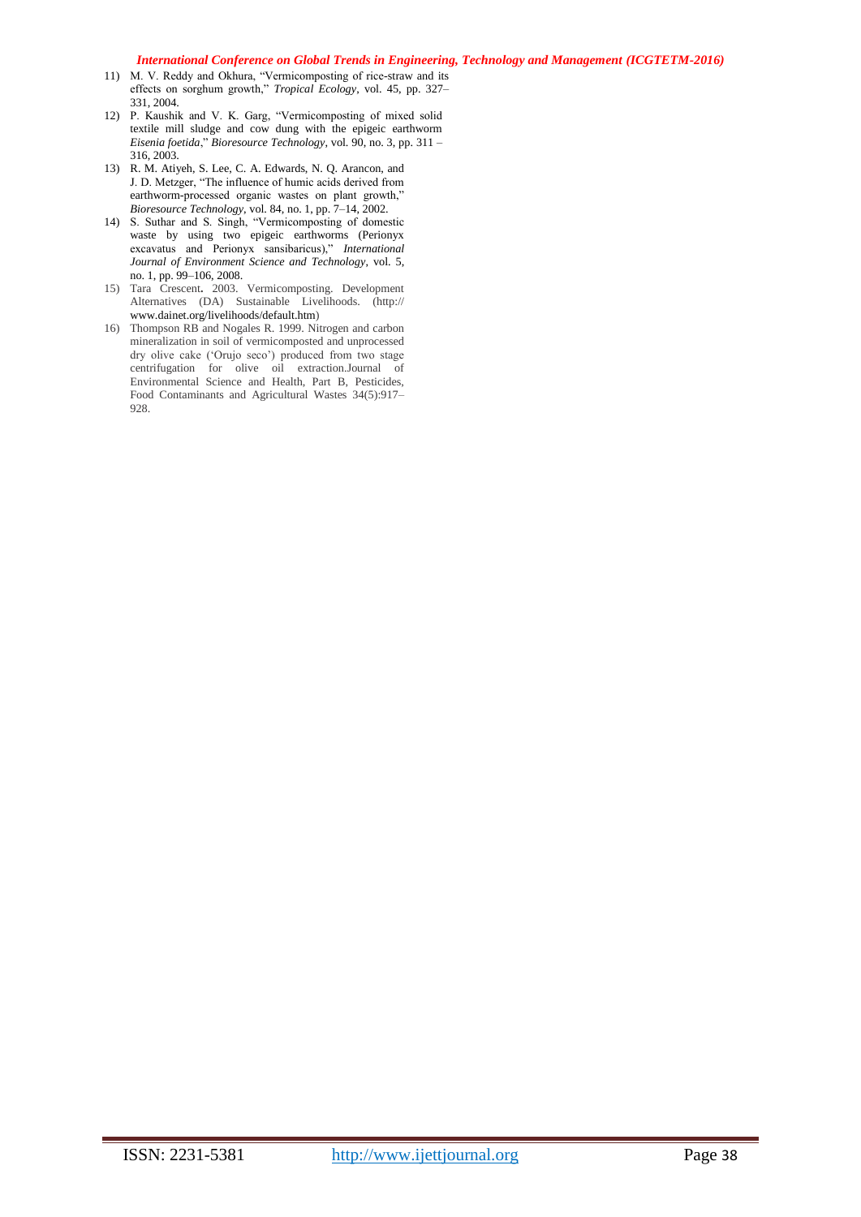11) M. V. Reddy and Okhura, “Vermicomposting of rice-straw and its effects on sorghum growth,” *Tropical Ecology*, vol. 45, pp. 327–331, 2004.
12) P. Kaushik and V. K. Garg, “Vermicomposting of mixed solid textile mill sludge and cow dung with the epigeic earthworm *Eisenia foetida*,” *Bioresource Technology*, vol. 90, no. 3, pp. 311 – 316, 2003.
13) R. M. Atiyeh, S. Lee, C. A. Edwards, N. Q. Arancon, and J. D. Metzger, “The influence of humic acids derived from earthworm-processed organic wastes on plant growth,” *Bioresource Technology*, vol. 84, no. 1, pp. 7–14, 2002.
14) S. Suthar and S. Singh, “Vermicomposting of domestic waste by using two epigeic earthworms (Perionyx excavatus and Perionyx sansibaricus),” *International Journal of Environment Science and Technology*, vol. 5, no. 1, pp. 99–106, 2008.
15) Tara Crescent**.** 2003. Vermicomposting. Development Alternatives (DA) Sustainable Livelihoods. (http:// www.dainet.org/livelihoods/default.htm)
16) Thompson RB and Nogales R. 1999. Nitrogen and carbon mineralization in soil of vermicomposted and unprocessed dry olive cake (‘Orujo seco’) produced from two stage centrifugation for olive oil extraction.Journal of Environmental Science and Health, Part B, Pesticides, Food Contaminants and Agricultural Wastes 34(5):917–928.